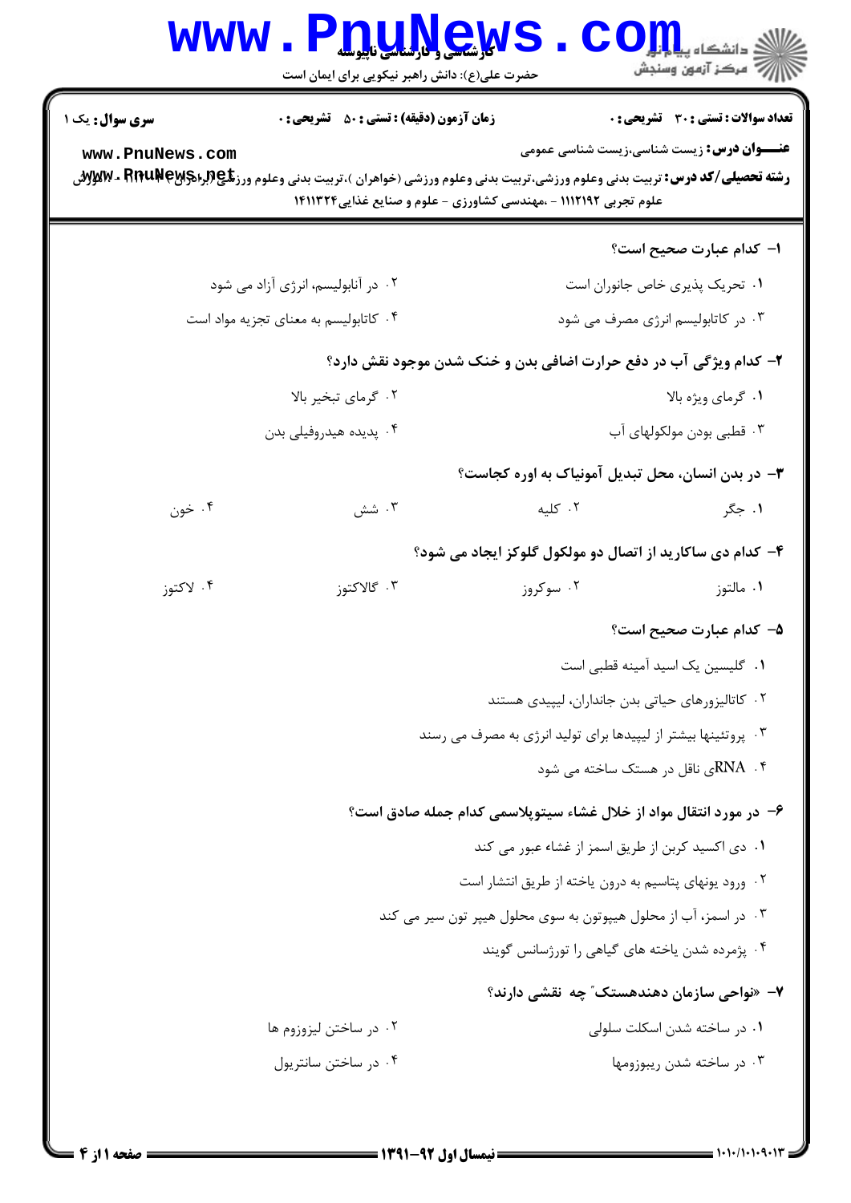**سری سوال:** یک ۱

**زمان آزمون (دقیقه) : تستی : ۵۰ تشریحی : ۰**

**تعداد سوالات : تستی : ۳۰ تشریحی : ۰**

**عنـــوان درس:** زیست شناسی،زیست شناسی عمومی

**رشته تحصیلی/کد درس:** تربیت بدنی وعلوم ورزشی،تربیت بدنی وعلوم ورزشی (خواهران )،تربیت بدنی وعلوم ورزشی (برادران) ۱۱۱۲۰۶۵ - ،آموزش علوم تجربی ۱۱۱۲۱۹۲ - ،مهندسی کشاورزی - علوم و صنایع غذایی۱۴۱۱۳۲۴

۱- کدام عبارت صحیح است؟

۱. تحریک پذیری خاص جانوران است

۲. در آنابولیسم، انرژی آزاد می شود

۳. در کاتابولیسم انرژی مصرف می شود

۴. کاتابولیسم به معنای تجزیه مواد است

۲- کدام ویژگی آب در دفع حرارت اضافی بدن و خنک شدن موجود نقش دارد؟

۱. گرمای ویژه بالا

۲. گرمای تبخیر بالا

۳. قطبی بودن مولکولهای آب

۴. پدیده هیدروفیلی بدن

۳- در بدن انسان، محل تبدیل آمونیاک به اوره کجاست؟

۱. جگر

۲. کلیه

۳. شش

۴. خون

۴- کدام دی ساکارید از اتصال دو مولکول گلوکز ایجاد می شود؟

۱. مالتوز

۲. سوکروز

۳. گالاکتوز

۴. لاکتوز

۵- کدام عبارت صحیح است؟

۱. گلیسین یک اسید آمینه قطبی است

۲. کاتالیزورهای حیاتی بدن جانداران، لیپیدی هستند

۳. پروتئینها بیشتر از لیپیدها برای تولید انرژی به مصرف می رسند

۴. RNAی ناقل در هستک ساخته می شود

۶- در مورد انتقال مواد از خلال غشاء سیتوپلاسمی کدام جمله صادق است؟

۱. دی اکسید کربن از طریق اسمز از غشاء عبور می کند

۲. ورود یونهای پتاسیم به درون یاخته از طریق انتشار است

۳. در اسمز، آب از محلول هیپوتون به سوی محلول هیپر تون سیر می کند

۴. پژمرده شدن یاخته های گیاهی را تورژسانس گویند

۷- «نواحی سازمان دهندهستک» چه نقشی دارند؟

۱. در ساخته شدن اسکلت سلولی

۲. در ساختن لیزوزوم ها

۳. در ساخته شدن ریبوزومها

۴. در ساختن سانتریول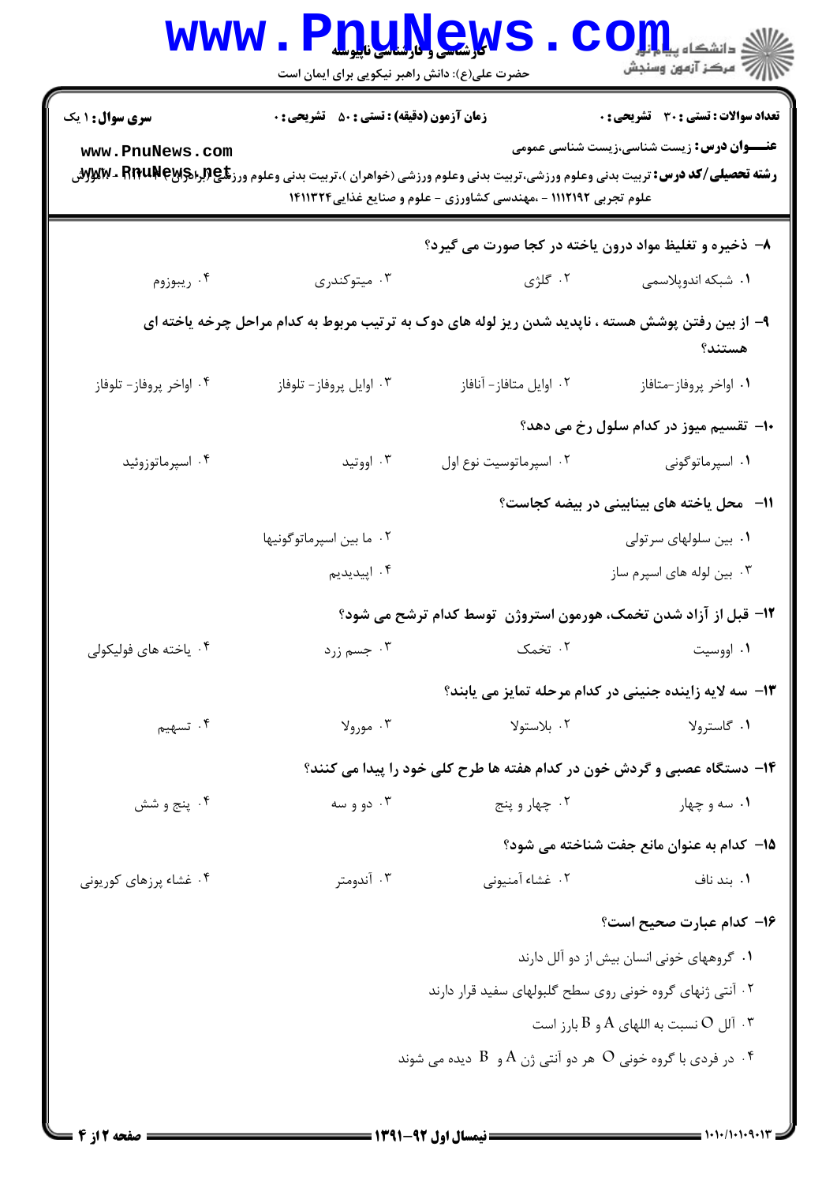**سری سوال:** ۱ یک | **زمان آزمون (دقیقه) : تستی : ۵۰ تشریحی : ۰** | **تعداد سوالات : تستی : ۳۰ تشریحی : ۰**

**عنـــوان درس:** زیست شناسی،زیست شناسی عمومی

**رشته تحصیلی/کد درس:** تربیت بدنی وعلوم ورزشی،تربیت بدنی وعلوم ورزشی (خواهران )،تربیت بدنی وعلوم ورزشی (برادران) ۱۱۱۲۰۱۴ - ،آموزش علوم تجربی ۱۱۱۲۱۹۲ - ،مهندسی کشاورزی - علوم و صنایع غذایی۱۴۱۱۳۲۴

**۸- ذخیره و تغلیظ مواد درون یاخته در کجا صورت می گیرد؟**

۱. شبکه اندوپلاسمی
۲. گلژی
۳. میتوکندری
۴. ریبوزوم

**۹- از بین رفتن پوشش هسته ، ناپدید شدن ریز لوله های دوک به ترتیب مربوط به کدام مراحل چرخه یاخته ای هستند؟**

۱. اواخر پروفاز-متافاز
۲. اوایل متافاز- آنافاز
۳. اوایل پروفاز- تلوفاز
۴. اواخر پروفاز- تلوفاز

**۱۰- تقسیم میوز در کدام سلول رخ می دهد؟**

۱. اسپرماتوگونی
۲. اسپرماتوسیت نوع اول
۳. اووتید
۴. اسپرماتوزوئید

**۱۱- محل یاخته های بینابینی در بیضه کجاست؟**

۱. بین سلولهای سرتولی
۲. ما بین اسپرماتوگونیها
۳. بین لوله های اسپرم ساز
۴. اپیدیدیم

**۱۲- قبل از آزاد شدن تخمک، هورمون استروژن توسط کدام ترشح می شود؟**

۱. اووسیت
۲. تخمک
۳. جسم زرد
۴. یاخته های فولیکولی

**۱۳- سه لایه زاینده جنینی در کدام مرحله تمایز می یابند؟**

۱. گاسترولا
۲. بلاستولا
۳. مورولا
۴. تسهیم

**۱۴- دستگاه عصبی و گردش خون در کدام هفته ها طرح کلی خود را پیدا می کنند؟**

۱. سه و چهار
۲. چهار و پنج
۳. دو و سه
۴. پنج و شش

**۱۵- کدام به عنوان مانع جفت شناخته می شود؟**

۱. بند ناف
۲. غشاء آمنیونی
۳. آندومتر
۴. غشاء پرزهای کوریونی

**۱۶- کدام عبارت صحیح است؟**

۱. گروههای خونی انسان بیش از دو آلل دارند
۲. آنتی ژنهای گروه خونی روی سطح گلبولهای سفید قرار دارند
۳. آلل O نسبت به اللهای A و B بارز است
۴. در فردی با گروه خونی O هر دو آنتی ژن A و B دیده می شوند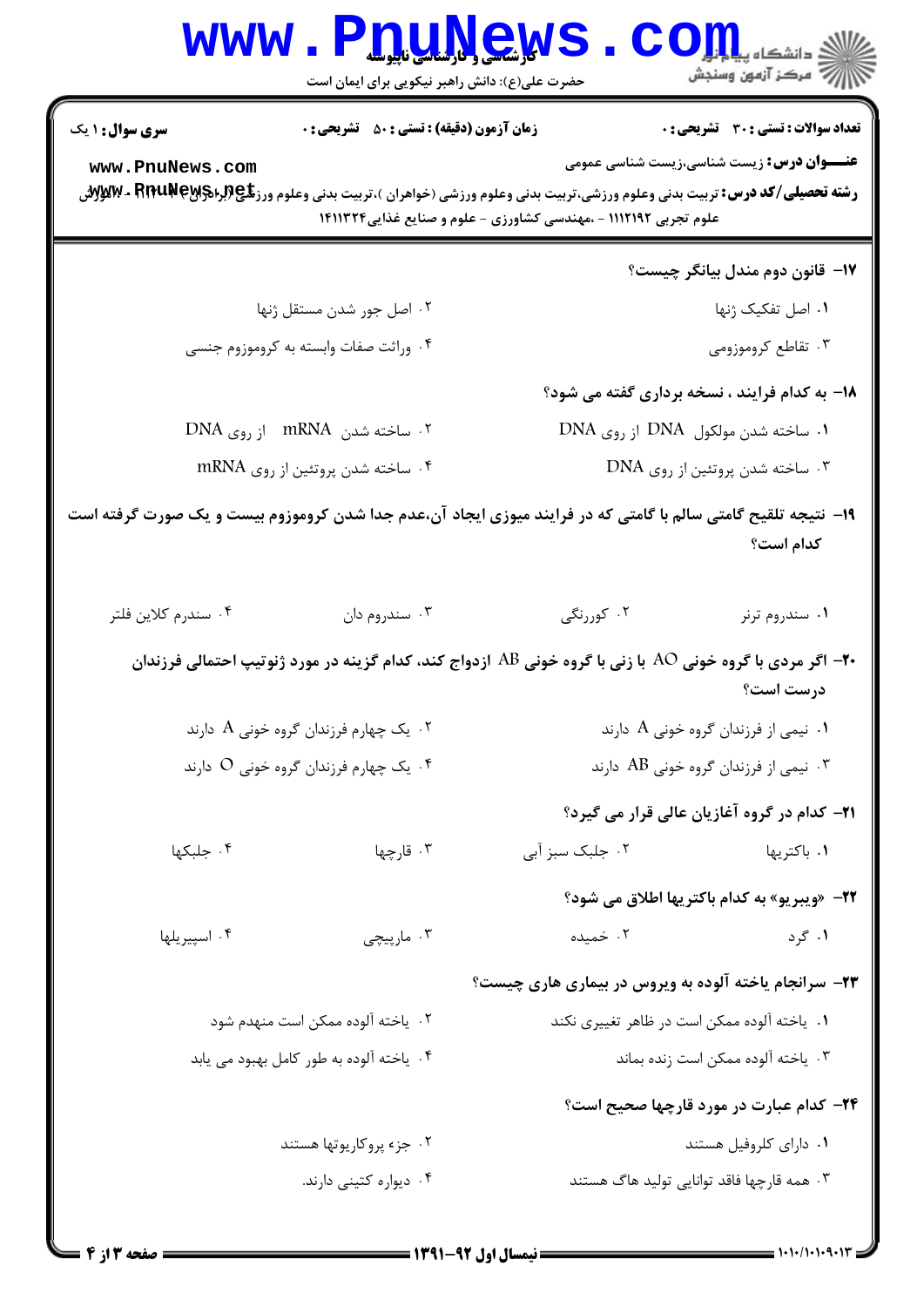**سری سوال:** ۱ یک

**زمان آزمون (دقیقه) : تستی : ۵۰ تشریحی : ۰**

**تعداد سوالات : تستی : ۳۰ تشریحی : ۰**

**عنـــوان درس:** زیست شناسی،زیست شناسی عمومی

**رشته تحصیلی/کد درس:** تربیت بدنی وعلوم ورزشی،تربیت بدنی وعلوم ورزشی (خواهران )،تربیت بدنی وعلوم ورزشی (برادران) ۱۱۱۲۰۷۷ - ،آموزش علوم تجربی ۱۱۱۲۱۹۲ - ،مهندسی کشاورزی - علوم و صنایع غذایی۱۴۱۱۳۲۴

**۱۷- قانون دوم مندل بیانگر چیست؟**

۱. اصل تفکیک ژنها

۲. اصل جور شدن مستقل ژنها

۳. تقاطع کروموزومی

۴. وراثت صفات وابسته به کروموزوم جنسی

**۱۸- به کدام فرایند ، نسخه برداری گفته می شود؟**

۱. ساخته شدن مولکول DNA از روی DNA

۲. ساخته شدن mRNA از روی DNA

۳. ساخته شدن پروتئین از روی DNA

۴. ساخته شدن پروتئین از روی mRNA

**۱۹- نتیجه تلقیح گامتی سالم با گامتی که در فرایند میوزی ایجاد آن،عدم جدا شدن کروموزوم بیست و یک صورت گرفته است کدام است؟**

۱. سندروم ترنر

۲. کوررنگی

۳. سندروم دان

۴. سندرم کلاین فلتر

**۲۰- اگر مردی با گروه خونی AO با زنی با گروه خونی AB ازدواج کند، کدام گزینه در مورد ژنوتیپ احتمالی فرزندان درست است؟**

۱. نیمی از فرزندان گروه خونی A دارند

۲. یک چهارم فرزندان گروه خونی A دارند

۳. نیمی از فرزندان گروه خونی AB دارند

۴. یک چهارم فرزندان گروه خونی O دارند

**۲۱- کدام در گروه آغازیان عالی قرار می گیرد؟**

۱. باکتریها

۲. جلبک سبز آبی

۳. قارچها

۴. جلبکها

**۲۲- «ویبریو» به کدام باکتریها اطلاق می شود؟**

۱. گرد

۲. خمیده

۳. مارپیچی

۴. اسپیریلها

**۲۳- سرانجام یاخته آلوده به ویروس در بیماری هاری چیست؟**

۱. یاخته آلوده ممکن است در ظاهر تغییری نکند

۲. یاخته آلوده ممکن است منهدم شود

۳. یاخته آلوده ممکن است زنده بماند

۴. یاخته آلوده به طور کامل بهبود می یابد

**۲۴- کدام عبارت در مورد قارچها صحیح است؟**

۱. دارای کلروفیل هستند

۲. جزء پروکاریوتها هستند

۳. همه قارچها فاقد توانایی تولید هاگ هستند

۴. دیواره کتینی دارند.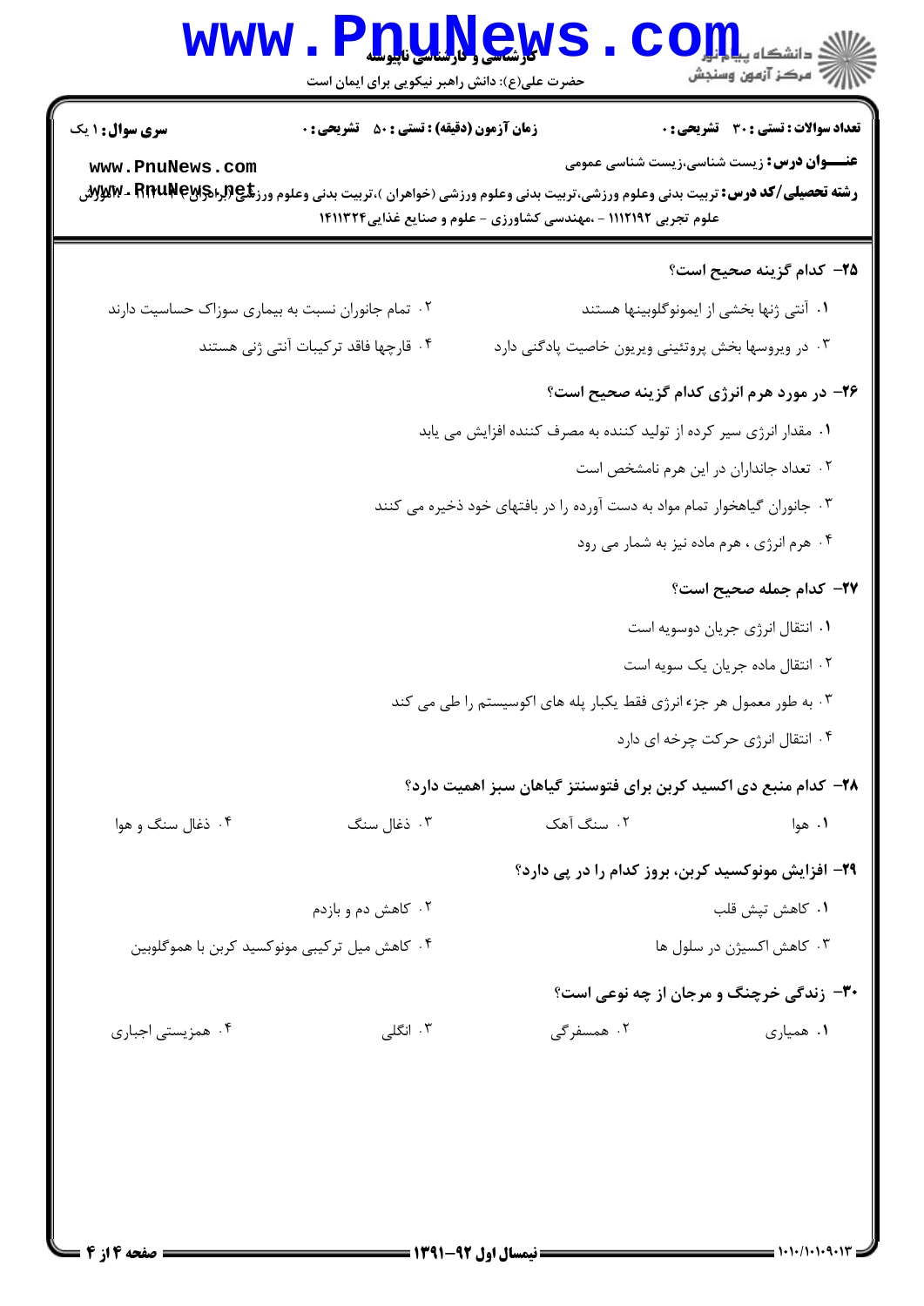**سری سؤال:** ۱ یک

**زمان آزمون (دقیقه) : تستی :** ۵۰ **تشریحی :** ۰

**تعداد سوالات : تستی :** ۳۰ **تشریحی :** ۰

**عنــوان درس:** زیست شناسی،زیست شناسی عمومی

**رشته تحصیلی/کد درس:** تربیت بدنی وعلوم ورزشی،تربیت بدنی وعلوم ورزشی (خواهران )،تربیت بدنی وعلوم ورزشی (برادران) ۱۲۱۱۰۲۴ - ،آموزش علوم تجربی ۱۱۱۲۱۹۲ - ،مهندسی کشاورزی - علوم و صنایع غذایی۱۴۱۱۳۲۴

**۲۵- کدام گزینه صحیح است؟**

۱. آنتی ژنها بخشی از ایمونوگلوبینها هستند

۲. تمام جانوران نسبت به بیماری سوزاک حساسیت دارند

۳. در ویروسها بخش پروتئینی ویریون خاصیت پادگنی دارد

۴. قارچها فاقد ترکیبات آنتی ژنی هستند

**۲۶- در مورد هرم انرژی کدام گزینه صحیح است؟**

۱. مقدار انرژی سیر کرده از تولید کننده به مصرف کننده افزایش می یابد

۲. تعداد جانداران در این هرم نامشخص است

۳. جانوران گیاهخوار تمام مواد به دست آورده را در بافتهای خود ذخیره می کنند

۴. هرم انرژی ، هرم ماده نیز به شمار می رود

**۲۷- کدام جمله صحیح است؟**

۱. انتقال انرژی جریان دوسویه است

۲. انتقال ماده جریان یک سویه است

۳. به طور معمول هر جزء انرژی فقط یکبار پله های اکوسیستم را طی می کند

۴. انتقال انرژی حرکت چرخه ای دارد

**۲۸- کدام منبع دی اکسید کربن برای فتوسنتز گیاهان سبز اهمیت دارد؟**

۱. هوا

۲. سنگ آهک

۳. ذغال سنگ

۴. ذغال سنگ و هوا

**۲۹- افزایش مونوکسید کربن، بروز کدام را در پی دارد؟**

۱. کاهش تپش قلب

۲. کاهش دم و بازدم

۳. کاهش اکسیژن در سلول ها

۴. کاهش میل ترکیبی مونوکسید کربن با هموگلوبین

**۳۰- زندگی خرچنگ و مرجان از چه نوعی است؟**

۱. همیاری

۲. همسفرگی

۳. انگلی

۴. همزیستی اجباری